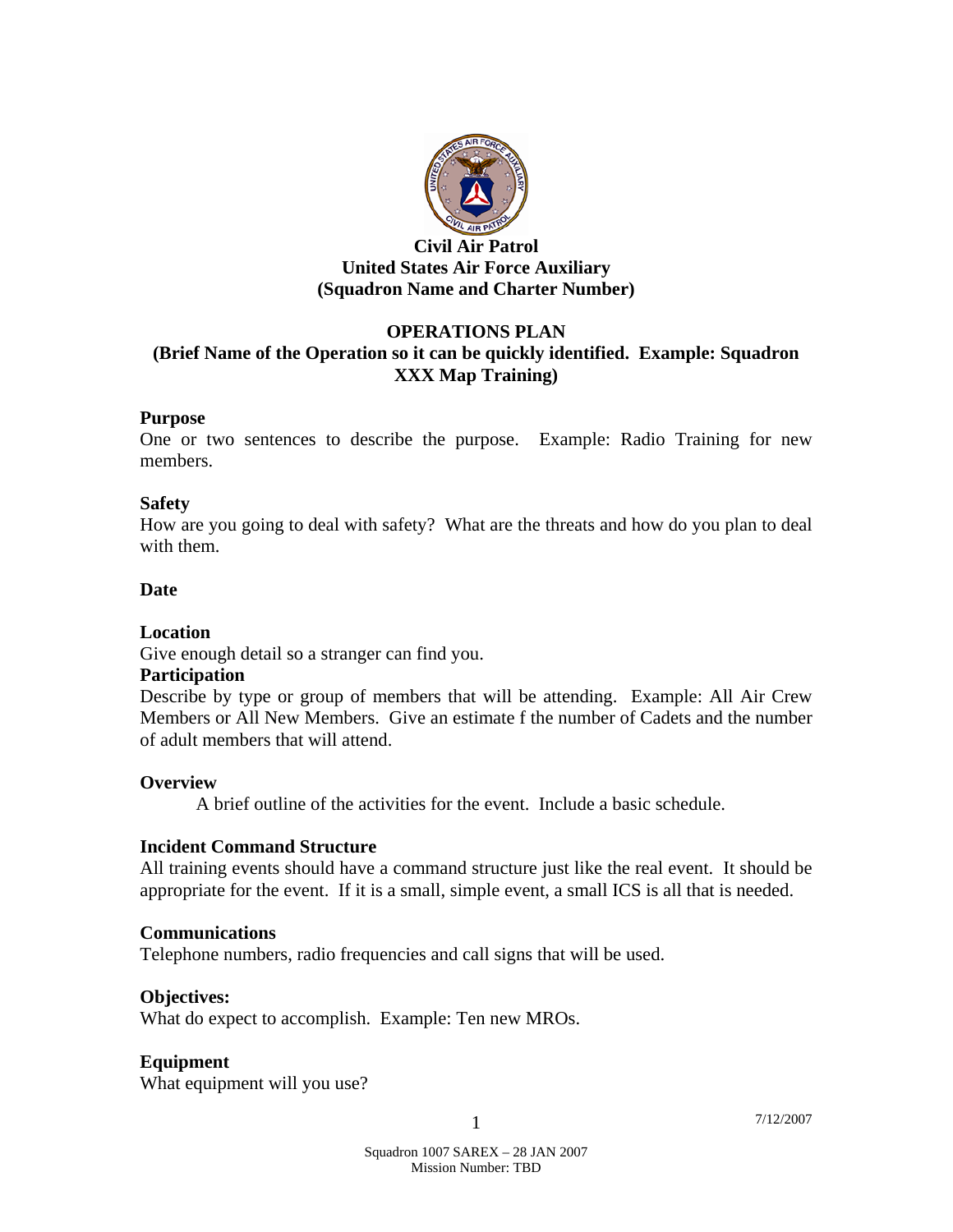**Civil Air Patrol**
**United States Air Force Auxiliary**
**(Squadron Name and Charter Number)**

# OPERATIONS PLAN
## (Brief Name of the Operation so it can be quickly identified. Example: Squadron XXX Map Training)

### Purpose
One or two sentences to describe the purpose. Example: Radio Training for new members.

### Safety
How are you going to deal with safety? What are the threats and how do you plan to deal with them.

### Date

### Location
Give enough detail so a stranger can find you.

### Participation
Describe by type or group of members that will be attending. Example: All Air Crew Members or All New Members. Give an estimate f the number of Cadets and the number of adult members that will attend.

### Overview
A brief outline of the activities for the event. Include a basic schedule.

### Incident Command Structure
All training events should have a command structure just like the real event. It should be appropriate for the event. If it is a small, simple event, a small ICS is all that is needed.

### Communications
Telephone numbers, radio frequencies and call signs that will be used.

### Objectives:
What do expect to accomplish. Example: Ten new MROs.

### Equipment
What equipment will you use?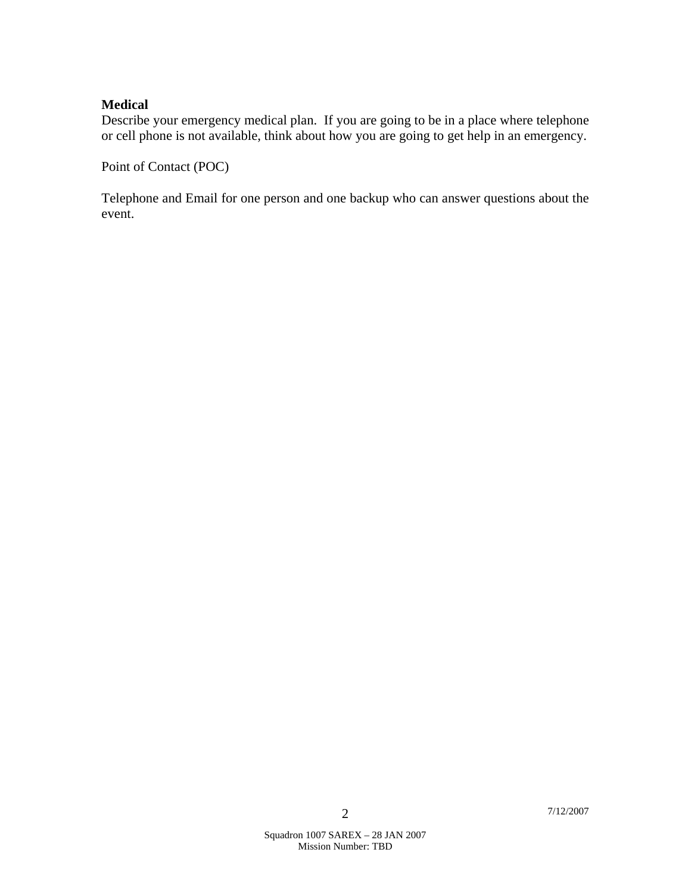**Medical**
Describe your emergency medical plan.  If you are going to be in a place where telephone or cell phone is not available, think about how you are going to get help in an emergency.

Point of Contact (POC)

Telephone and Email for one person and one backup who can answer questions about the event.